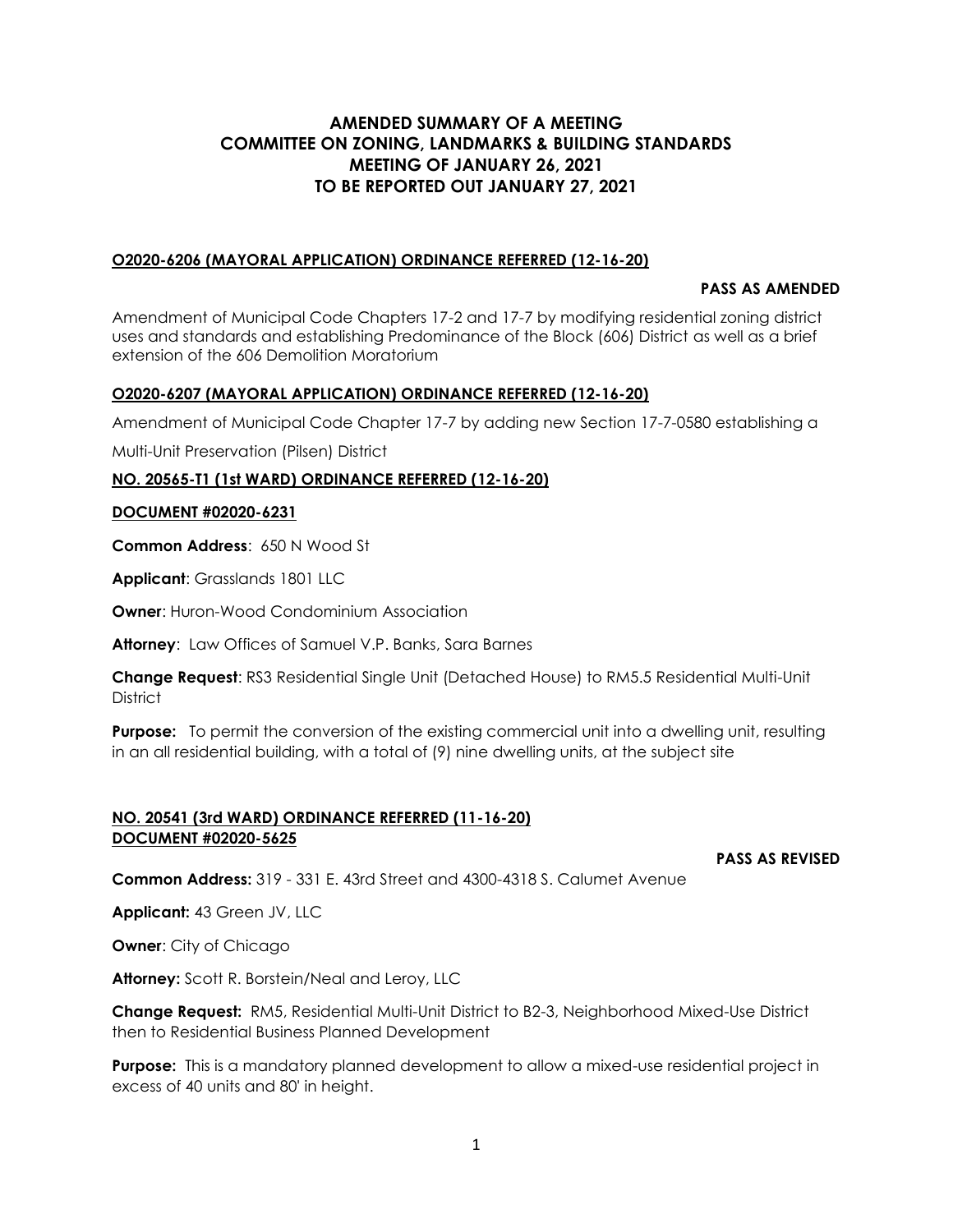# AMENDED SUMMARY OF A MEETING
# COMMITTEE ON ZONING, LANDMARKS & BUILDING STANDARDS
# MEETING OF JANUARY 26, 2021
# TO BE REPORTED OUT JANUARY 27, 2021

**O2020-6206 (MAYORAL APPLICATION) ORDINANCE REFERRED (12-16-20)**

**PASS AS AMENDED**

Amendment of Municipal Code Chapters 17-2 and 17-7 by modifying residential zoning district uses and standards and establishing Predominance of the Block (606) District as well as a brief extension of the 606 Demolition Moratorium

**O2020-6207 (MAYORAL APPLICATION) ORDINANCE REFERRED (12-16-20)**

Amendment of Municipal Code Chapter 17-7 by adding new Section 17-7-0580 establishing a Multi-Unit Preservation (Pilsen) District

**NO. 20565-T1 (1st WARD) ORDINANCE REFERRED (12-16-20)**

**DOCUMENT #02020-6231**

**Common Address**: 650 N Wood St

**Applicant**: Grasslands 1801 LLC

**Owner**: Huron-Wood Condominium Association

**Attorney**: Law Offices of Samuel V.P. Banks, Sara Barnes

**Change Request**: RS3 Residential Single Unit (Detached House) to RM5.5 Residential Multi-Unit District

**Purpose:** To permit the conversion of the existing commercial unit into a dwelling unit, resulting in an all residential building, with a total of (9) nine dwelling units, at the subject site

**NO. 20541 (3rd WARD) ORDINANCE REFERRED (11-16-20)**
**DOCUMENT #02020-5625**

**PASS AS REVISED**

**Common Address:** 319 - 331 E. 43rd Street and 4300-4318 S. Calumet Avenue

**Applicant:** 43 Green JV, LLC

**Owner**: City of Chicago

**Attorney:** Scott R. Borstein/Neal and Leroy, LLC

**Change Request:** RM5, Residential Multi-Unit District to B2-3, Neighborhood Mixed-Use District then to Residential Business Planned Development

**Purpose:** This is a mandatory planned development to allow a mixed-use residential project in excess of 40 units and 80' in height.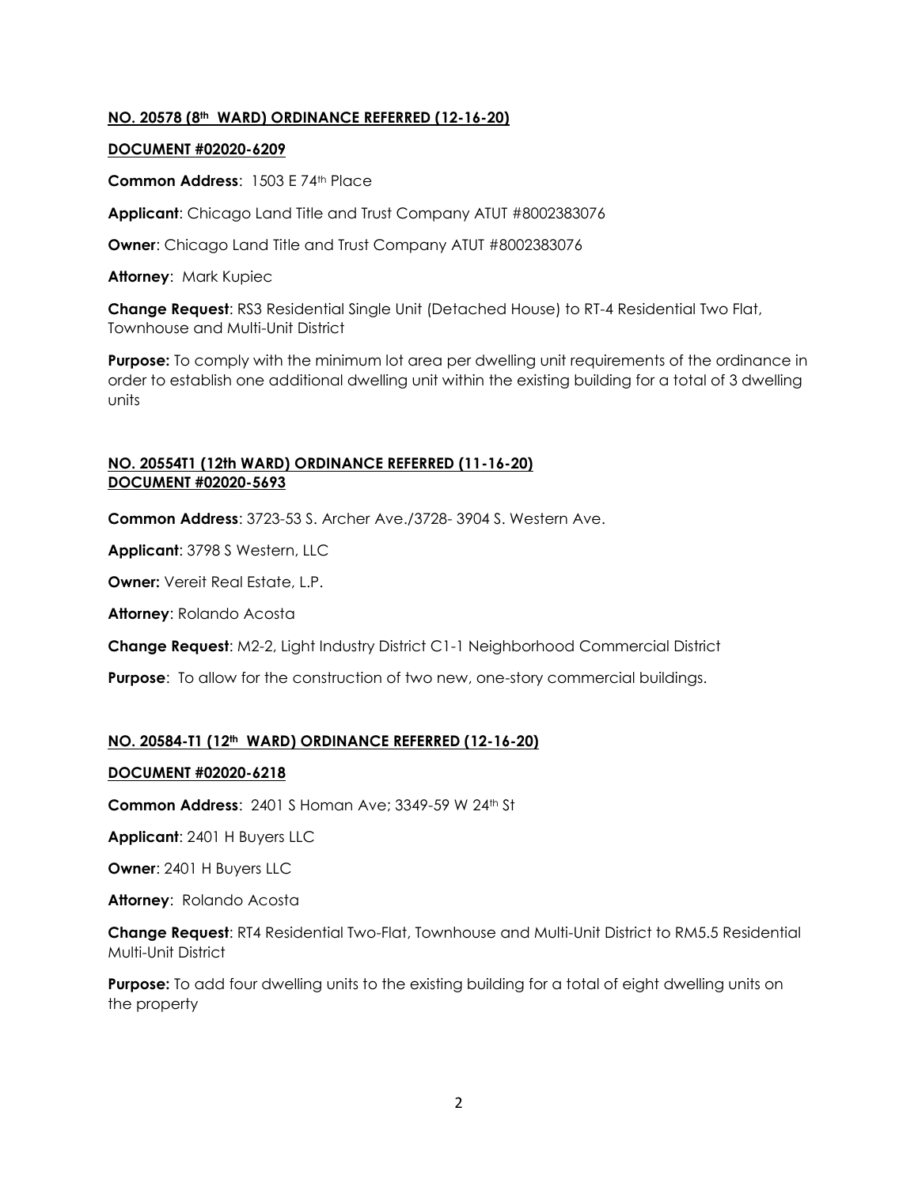**NO. 20578 (8th WARD) ORDINANCE REFERRED (12-16-20)**

**DOCUMENT #02020-6209**

**Common Address**: 1503 E 74th Place

**Applicant**: Chicago Land Title and Trust Company ATUT #8002383076

**Owner**: Chicago Land Title and Trust Company ATUT #8002383076

**Attorney**: Mark Kupiec

**Change Request**: RS3 Residential Single Unit (Detached House) to RT-4 Residential Two Flat, Townhouse and Multi-Unit District

**Purpose:** To comply with the minimum lot area per dwelling unit requirements of the ordinance in order to establish one additional dwelling unit within the existing building for a total of 3 dwelling units

**NO. 20554T1 (12th WARD) ORDINANCE REFERRED (11-16-20)**
**DOCUMENT #02020-5693**

**Common Address**: 3723-53 S. Archer Ave./3728- 3904 S. Western Ave.

**Applicant**: 3798 S Western, LLC

**Owner:** Vereit Real Estate, L.P.

**Attorney**: Rolando Acosta

**Change Request**: M2-2, Light Industry District C1-1 Neighborhood Commercial District

**Purpose**: To allow for the construction of two new, one-story commercial buildings.

**NO. 20584-T1 (12th WARD) ORDINANCE REFERRED (12-16-20)**

**DOCUMENT #02020-6218**

**Common Address**: 2401 S Homan Ave; 3349-59 W 24th St

**Applicant**: 2401 H Buyers LLC

**Owner**: 2401 H Buyers LLC

**Attorney**: Rolando Acosta

**Change Request**: RT4 Residential Two-Flat, Townhouse and Multi-Unit District to RM5.5 Residential Multi-Unit District

**Purpose:** To add four dwelling units to the existing building for a total of eight dwelling units on the property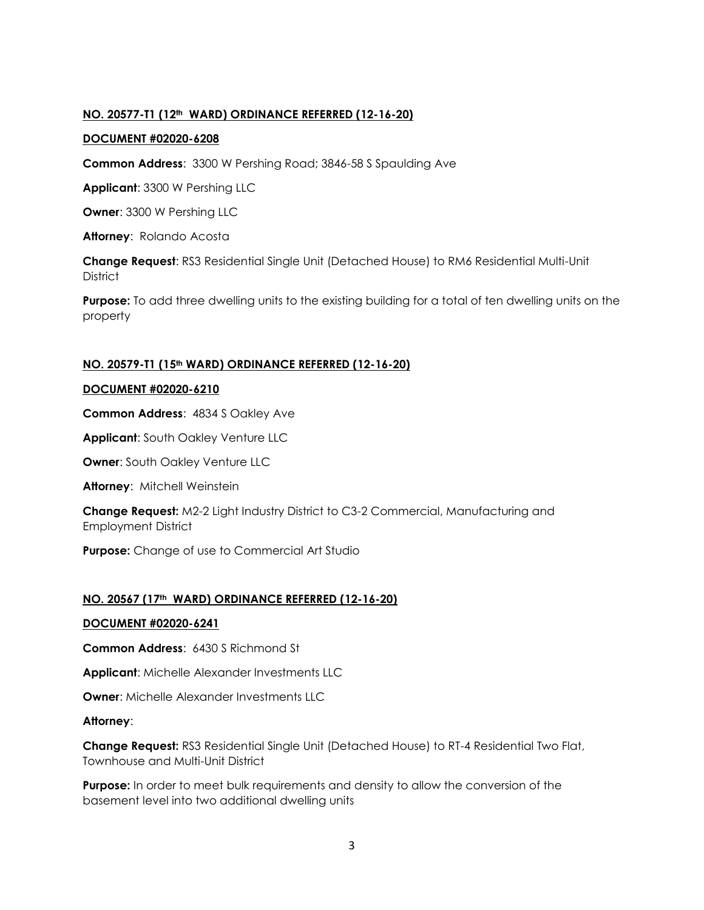**NO. 20577-T1 (12th WARD) ORDINANCE REFERRED (12-16-20)**

**DOCUMENT #02020-6208**

**Common Address**: 3300 W Pershing Road; 3846-58 S Spaulding Ave

**Applicant**: 3300 W Pershing LLC

**Owner**: 3300 W Pershing LLC

**Attorney**: Rolando Acosta

**Change Request**: RS3 Residential Single Unit (Detached House) to RM6 Residential Multi-Unit District

**Purpose:** To add three dwelling units to the existing building for a total of ten dwelling units on the property

**NO. 20579-T1 (15th WARD) ORDINANCE REFERRED (12-16-20)**

**DOCUMENT #02020-6210**

**Common Address**: 4834 S Oakley Ave

**Applicant**: South Oakley Venture LLC

**Owner**: South Oakley Venture LLC

**Attorney**: Mitchell Weinstein

**Change Request:** M2-2 Light Industry District to C3-2 Commercial, Manufacturing and Employment District

**Purpose:** Change of use to Commercial Art Studio

**NO. 20567 (17th WARD) ORDINANCE REFERRED (12-16-20)**

**DOCUMENT #02020-6241**

**Common Address**: 6430 S Richmond St

**Applicant**: Michelle Alexander Investments LLC

**Owner**: Michelle Alexander Investments LLC

**Attorney**:

**Change Request:** RS3 Residential Single Unit (Detached House) to RT-4 Residential Two Flat, Townhouse and Multi-Unit District

**Purpose:** In order to meet bulk requirements and density to allow the conversion of the basement level into two additional dwelling units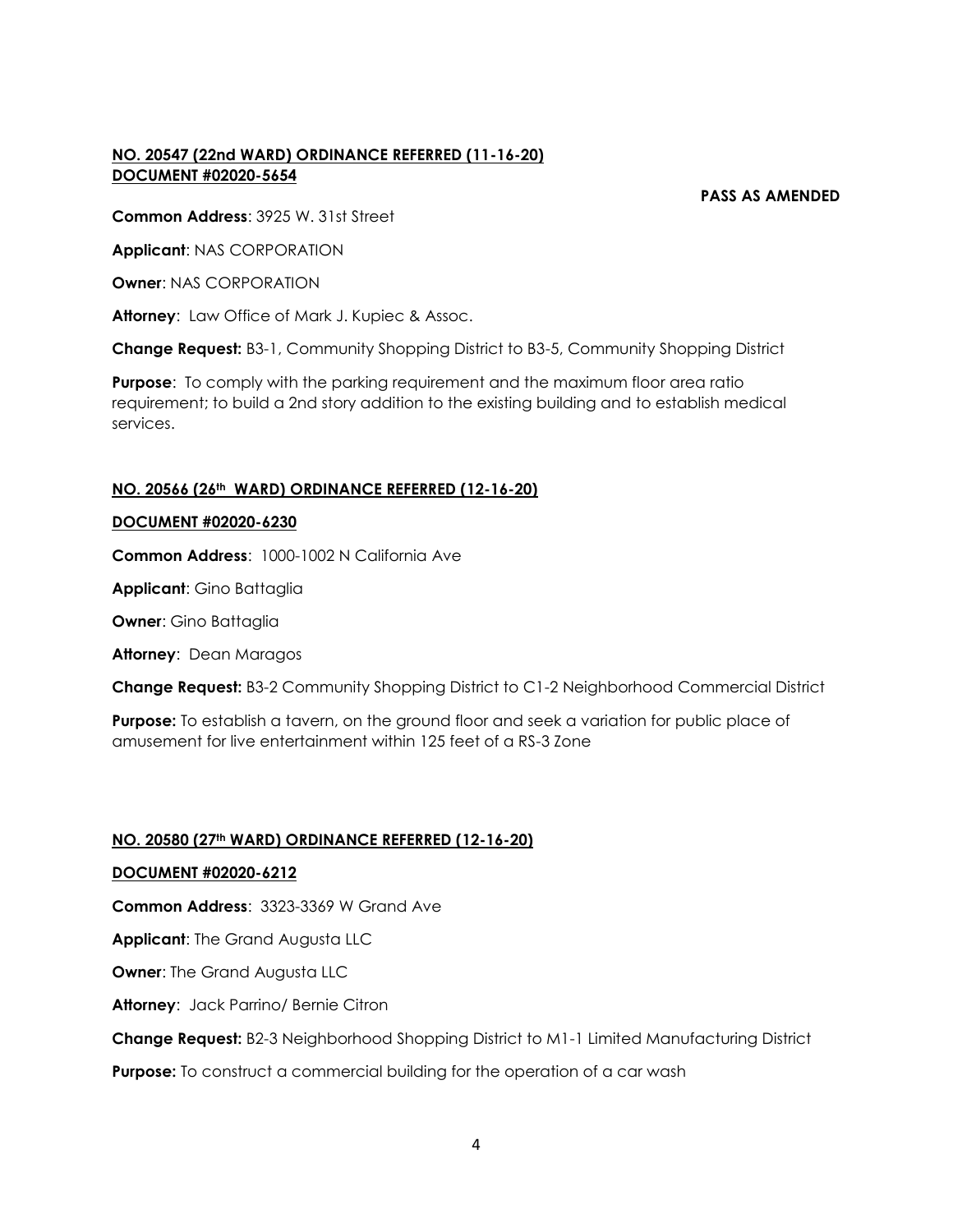**NO. 20547 (22nd WARD) ORDINANCE REFERRED (11-16-20)**
**DOCUMENT #02020-5654**

**PASS AS AMENDED**

**Common Address**: 3925 W. 31st Street

**Applicant**: NAS CORPORATION

**Owner**: NAS CORPORATION

**Attorney**: Law Office of Mark J. Kupiec & Assoc.

**Change Request:** B3-1, Community Shopping District to B3-5, Community Shopping District

**Purpose**: To comply with the parking requirement and the maximum floor area ratio requirement; to build a 2nd story addition to the existing building and to establish medical services.

**NO. 20566 (26th WARD) ORDINANCE REFERRED (12-16-20)**

**DOCUMENT #02020-6230**

**Common Address**: 1000-1002 N California Ave

**Applicant**: Gino Battaglia

**Owner**: Gino Battaglia

**Attorney**: Dean Maragos

**Change Request:** B3-2 Community Shopping District to C1-2 Neighborhood Commercial District

**Purpose:** To establish a tavern, on the ground floor and seek a variation for public place of amusement for live entertainment within 125 feet of a RS-3 Zone

**NO. 20580 (27th WARD) ORDINANCE REFERRED (12-16-20)**

**DOCUMENT #02020-6212**

**Common Address**: 3323-3369 W Grand Ave

**Applicant**: The Grand Augusta LLC

**Owner**: The Grand Augusta LLC

**Attorney**: Jack Parrino/ Bernie Citron

**Change Request:** B2-3 Neighborhood Shopping District to M1-1 Limited Manufacturing District

**Purpose:** To construct a commercial building for the operation of a car wash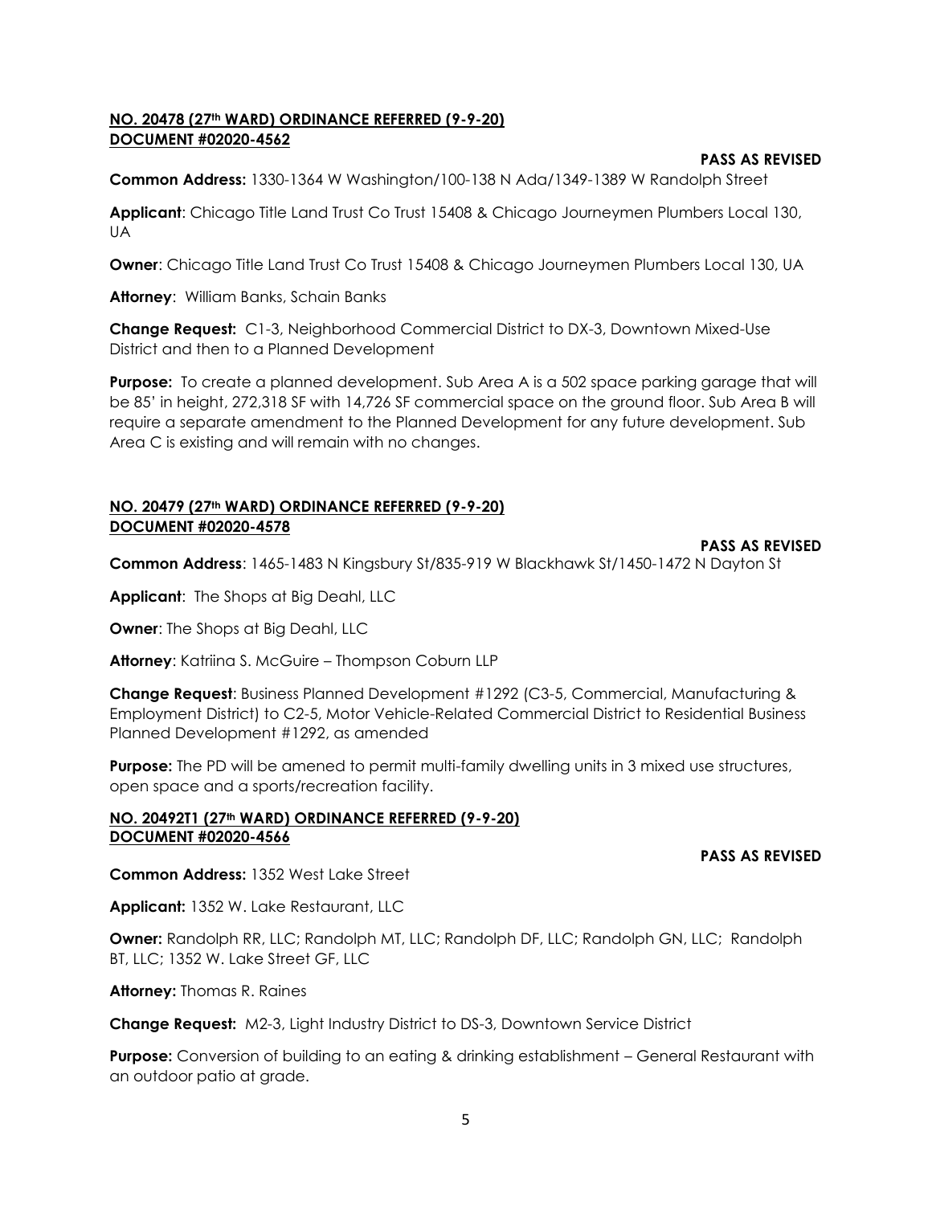**NO. 20478 (27th WARD) ORDINANCE REFERRED (9-9-20)**
**DOCUMENT #02020-4562**

**PASS AS REVISED**

**Common Address:** 1330-1364 W Washington/100-138 N Ada/1349-1389 W Randolph Street

**Applicant**: Chicago Title Land Trust Co Trust 15408 & Chicago Journeymen Plumbers Local 130, UA

**Owner**: Chicago Title Land Trust Co Trust 15408 & Chicago Journeymen Plumbers Local 130, UA

**Attorney**: William Banks, Schain Banks

**Change Request:** C1-3, Neighborhood Commercial District to DX-3, Downtown Mixed-Use District and then to a Planned Development

**Purpose:** To create a planned development. Sub Area A is a 502 space parking garage that will be 85' in height, 272,318 SF with 14,726 SF commercial space on the ground floor. Sub Area B will require a separate amendment to the Planned Development for any future development. Sub Area C is existing and will remain with no changes.

**NO. 20479 (27th WARD) ORDINANCE REFERRED (9-9-20)**
**DOCUMENT #02020-4578**

**PASS AS REVISED**

**Common Address**: 1465-1483 N Kingsbury St/835-919 W Blackhawk St/1450-1472 N Dayton St

**Applicant**: The Shops at Big Deahl, LLC

**Owner**: The Shops at Big Deahl, LLC

**Attorney**: Katriina S. McGuire – Thompson Coburn LLP

**Change Request**: Business Planned Development #1292 (C3-5, Commercial, Manufacturing & Employment District) to C2-5, Motor Vehicle-Related Commercial District to Residential Business Planned Development #1292, as amended

**Purpose:** The PD will be amened to permit multi-family dwelling units in 3 mixed use structures, open space and a sports/recreation facility.

**NO. 20492T1 (27th WARD) ORDINANCE REFERRED (9-9-20)**
**DOCUMENT #02020-4566**

**PASS AS REVISED**

**Common Address:** 1352 West Lake Street

**Applicant:** 1352 W. Lake Restaurant, LLC

**Owner:** Randolph RR, LLC; Randolph MT, LLC; Randolph DF, LLC; Randolph GN, LLC; Randolph BT, LLC; 1352 W. Lake Street GF, LLC

**Attorney:** Thomas R. Raines

**Change Request:** M2-3, Light Industry District to DS-3, Downtown Service District

**Purpose:** Conversion of building to an eating & drinking establishment – General Restaurant with an outdoor patio at grade.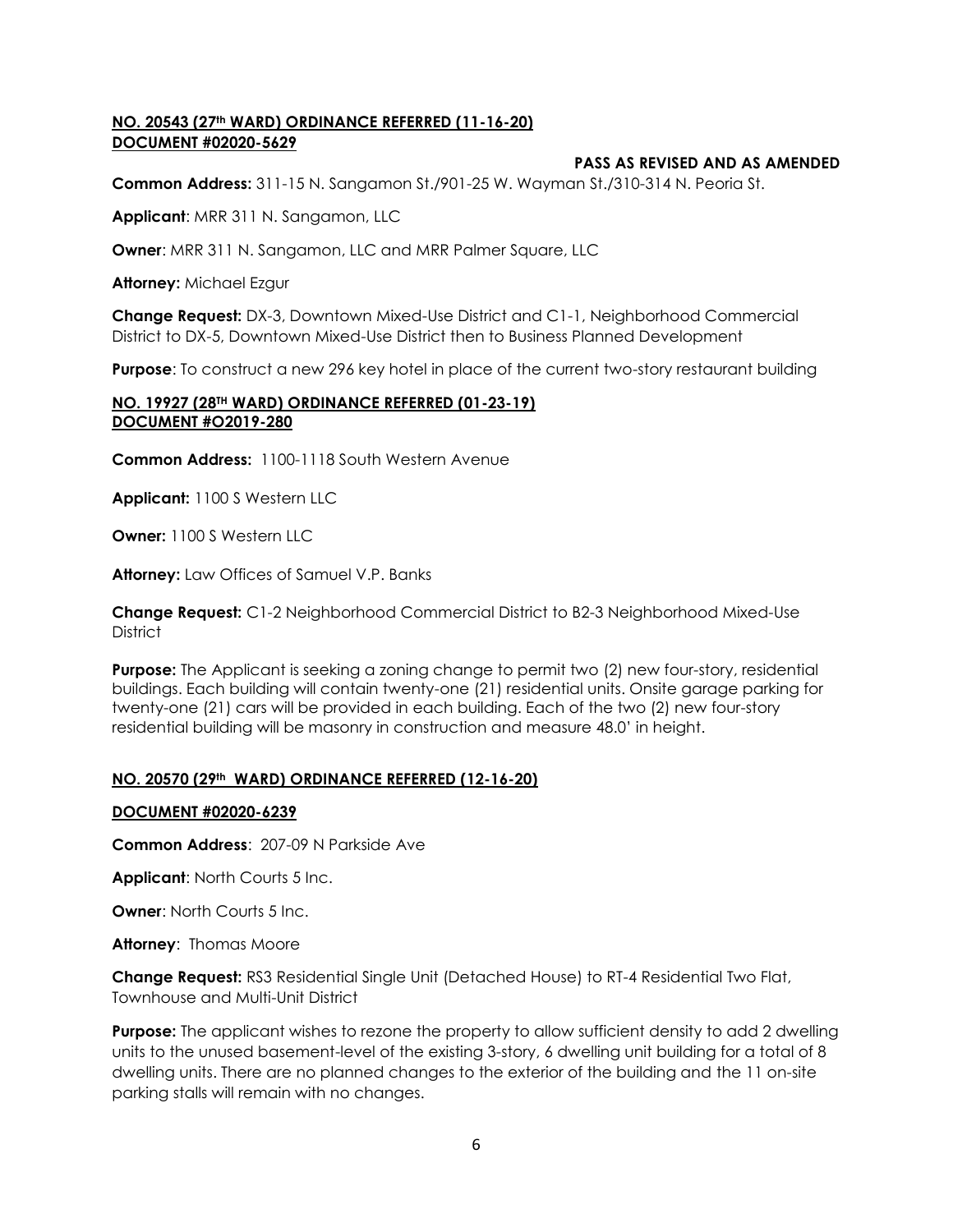**NO. 20543 (27th WARD) ORDINANCE REFERRED (11-16-20)**
**DOCUMENT #02020-5629**

**PASS AS REVISED AND AS AMENDED**

**Common Address:** 311-15 N. Sangamon St./901-25 W. Wayman St./310-314 N. Peoria St.

**Applicant**: MRR 311 N. Sangamon, LLC

**Owner**: MRR 311 N. Sangamon, LLC and MRR Palmer Square, LLC

**Attorney:** Michael Ezgur

**Change Request:** DX-3, Downtown Mixed-Use District and C1-1, Neighborhood Commercial District to DX-5, Downtown Mixed-Use District then to Business Planned Development

**Purpose**: To construct a new 296 key hotel in place of the current two-story restaurant building

**NO. 19927 (28TH WARD) ORDINANCE REFERRED (01-23-19)**
**DOCUMENT #O2019-280**

**Common Address:** 1100-1118 South Western Avenue

**Applicant:** 1100 S Western LLC

**Owner:** 1100 S Western LLC

**Attorney:** Law Offices of Samuel V.P. Banks

**Change Request:** C1-2 Neighborhood Commercial District to B2-3 Neighborhood Mixed-Use District

**Purpose:** The Applicant is seeking a zoning change to permit two (2) new four-story, residential buildings. Each building will contain twenty-one (21) residential units. Onsite garage parking for twenty-one (21) cars will be provided in each building. Each of the two (2) new four-story residential building will be masonry in construction and measure 48.0' in height.

**NO. 20570 (29th WARD) ORDINANCE REFERRED (12-16-20)**

**DOCUMENT #02020-6239**

**Common Address**: 207-09 N Parkside Ave

**Applicant**: North Courts 5 Inc.

**Owner**: North Courts 5 Inc.

**Attorney**: Thomas Moore

**Change Request:** RS3 Residential Single Unit (Detached House) to RT-4 Residential Two Flat, Townhouse and Multi-Unit District

**Purpose:** The applicant wishes to rezone the property to allow sufficient density to add 2 dwelling units to the unused basement-level of the existing 3-story, 6 dwelling unit building for a total of 8 dwelling units. There are no planned changes to the exterior of the building and the 11 on-site parking stalls will remain with no changes.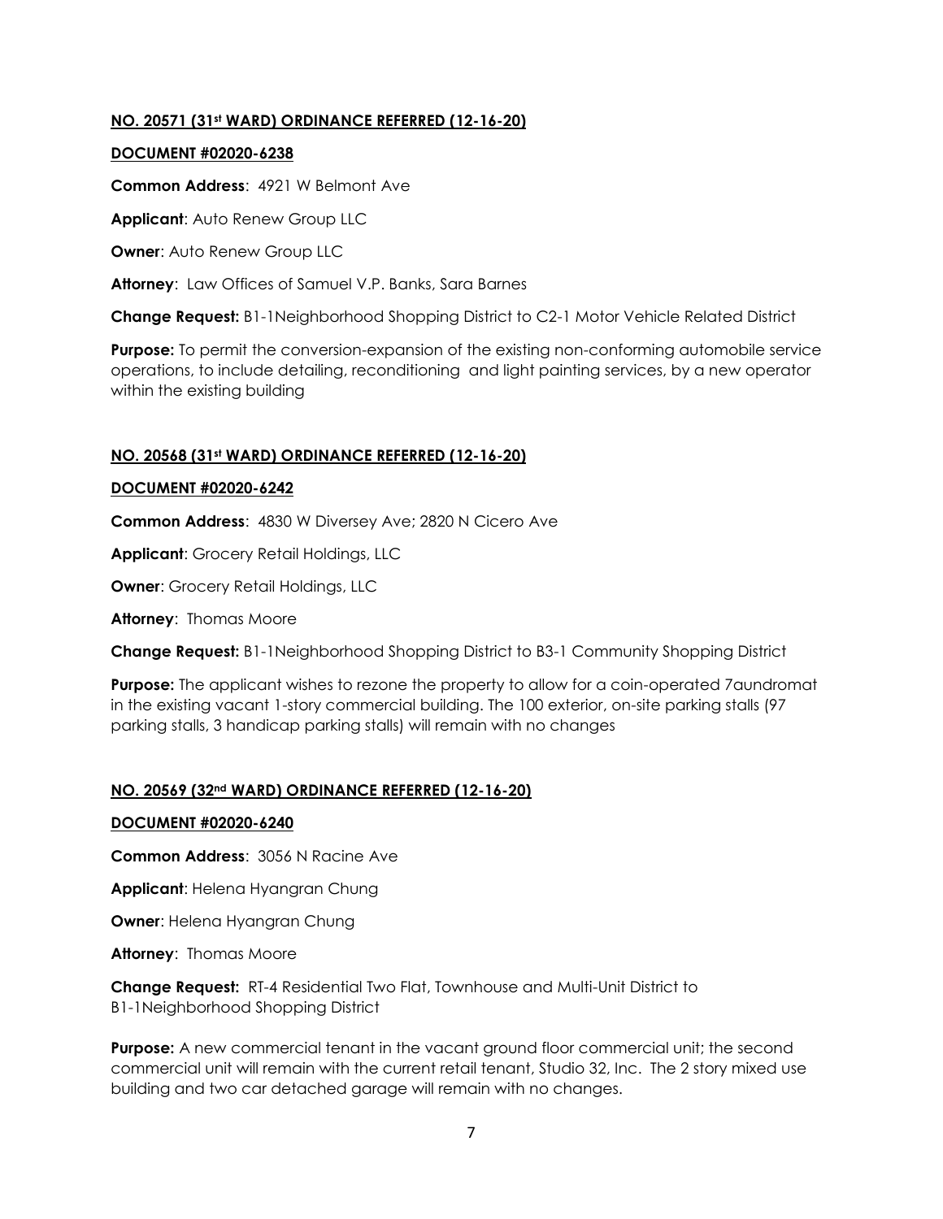**NO. 20571 (31st WARD) ORDINANCE REFERRED (12-16-20)**

**DOCUMENT #02020-6238**

**Common Address**: 4921 W Belmont Ave

**Applicant**: Auto Renew Group LLC

**Owner**: Auto Renew Group LLC

**Attorney**: Law Offices of Samuel V.P. Banks, Sara Barnes

**Change Request:** B1-1Neighborhood Shopping District to C2-1 Motor Vehicle Related District

**Purpose:** To permit the conversion-expansion of the existing non-conforming automobile service operations, to include detailing, reconditioning and light painting services, by a new operator within the existing building

**NO. 20568 (31st WARD) ORDINANCE REFERRED (12-16-20)**

**DOCUMENT #02020-6242**

**Common Address**: 4830 W Diversey Ave; 2820 N Cicero Ave

**Applicant**: Grocery Retail Holdings, LLC

**Owner**: Grocery Retail Holdings, LLC

**Attorney**: Thomas Moore

**Change Request:** B1-1Neighborhood Shopping District to B3-1 Community Shopping District

**Purpose:** The applicant wishes to rezone the property to allow for a coin-operated 7aundromat in the existing vacant 1-story commercial building. The 100 exterior, on-site parking stalls (97 parking stalls, 3 handicap parking stalls) will remain with no changes

**NO. 20569 (32nd WARD) ORDINANCE REFERRED (12-16-20)**

**DOCUMENT #02020-6240**

**Common Address**: 3056 N Racine Ave

**Applicant**: Helena Hyangran Chung

**Owner**: Helena Hyangran Chung

**Attorney**: Thomas Moore

**Change Request:** RT-4 Residential Two Flat, Townhouse and Multi-Unit District to B1-1Neighborhood Shopping District

**Purpose:** A new commercial tenant in the vacant ground floor commercial unit; the second commercial unit will remain with the current retail tenant, Studio 32, Inc. The 2 story mixed use building and two car detached garage will remain with no changes.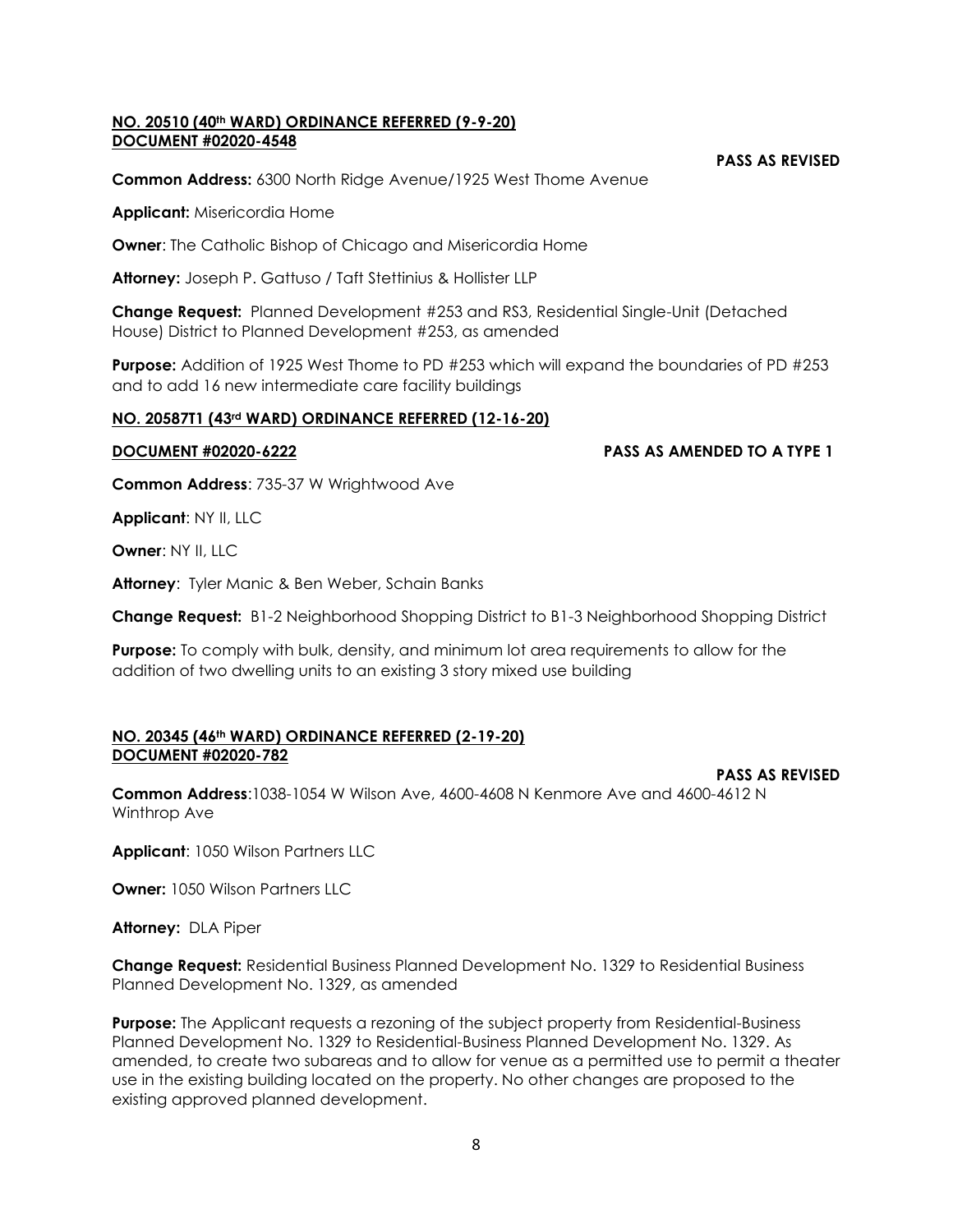**NO. 20510 (40th WARD) ORDINANCE REFERRED (9-9-20)**
**DOCUMENT #02020-4548**

**PASS AS REVISED**

**Common Address:** 6300 North Ridge Avenue/1925 West Thome Avenue

**Applicant:** Misericordia Home

**Owner**: The Catholic Bishop of Chicago and Misericordia Home

**Attorney:** Joseph P. Gattuso / Taft Stettinius & Hollister LLP

**Change Request:** Planned Development #253 and RS3, Residential Single-Unit (Detached House) District to Planned Development #253, as amended

**Purpose:** Addition of 1925 West Thome to PD #253 which will expand the boundaries of PD #253 and to add 16 new intermediate care facility buildings

**NO. 20587T1 (43rd WARD) ORDINANCE REFERRED (12-16-20)**

**DOCUMENT #02020-6222** **PASS AS AMENDED TO A TYPE 1**

**Common Address**: 735-37 W Wrightwood Ave

**Applicant**: NY II, LLC

**Owner**: NY II, LLC

**Attorney**: Tyler Manic & Ben Weber, Schain Banks

**Change Request:** B1-2 Neighborhood Shopping District to B1-3 Neighborhood Shopping District

**Purpose:** To comply with bulk, density, and minimum lot area requirements to allow for the addition of two dwelling units to an existing 3 story mixed use building

**NO. 20345 (46th WARD) ORDINANCE REFERRED (2-19-20)**
**DOCUMENT #02020-782**

**PASS AS REVISED**

**Common Address**:1038-1054 W Wilson Ave, 4600-4608 N Kenmore Ave and 4600-4612 N Winthrop Ave

**Applicant**: 1050 Wilson Partners LLC

**Owner:** 1050 Wilson Partners LLC

**Attorney:** DLA Piper

**Change Request:** Residential Business Planned Development No. 1329 to Residential Business Planned Development No. 1329, as amended

**Purpose:** The Applicant requests a rezoning of the subject property from Residential-Business Planned Development No. 1329 to Residential-Business Planned Development No. 1329. As amended, to create two subareas and to allow for venue as a permitted use to permit a theater use in the existing building located on the property. No other changes are proposed to the existing approved planned development.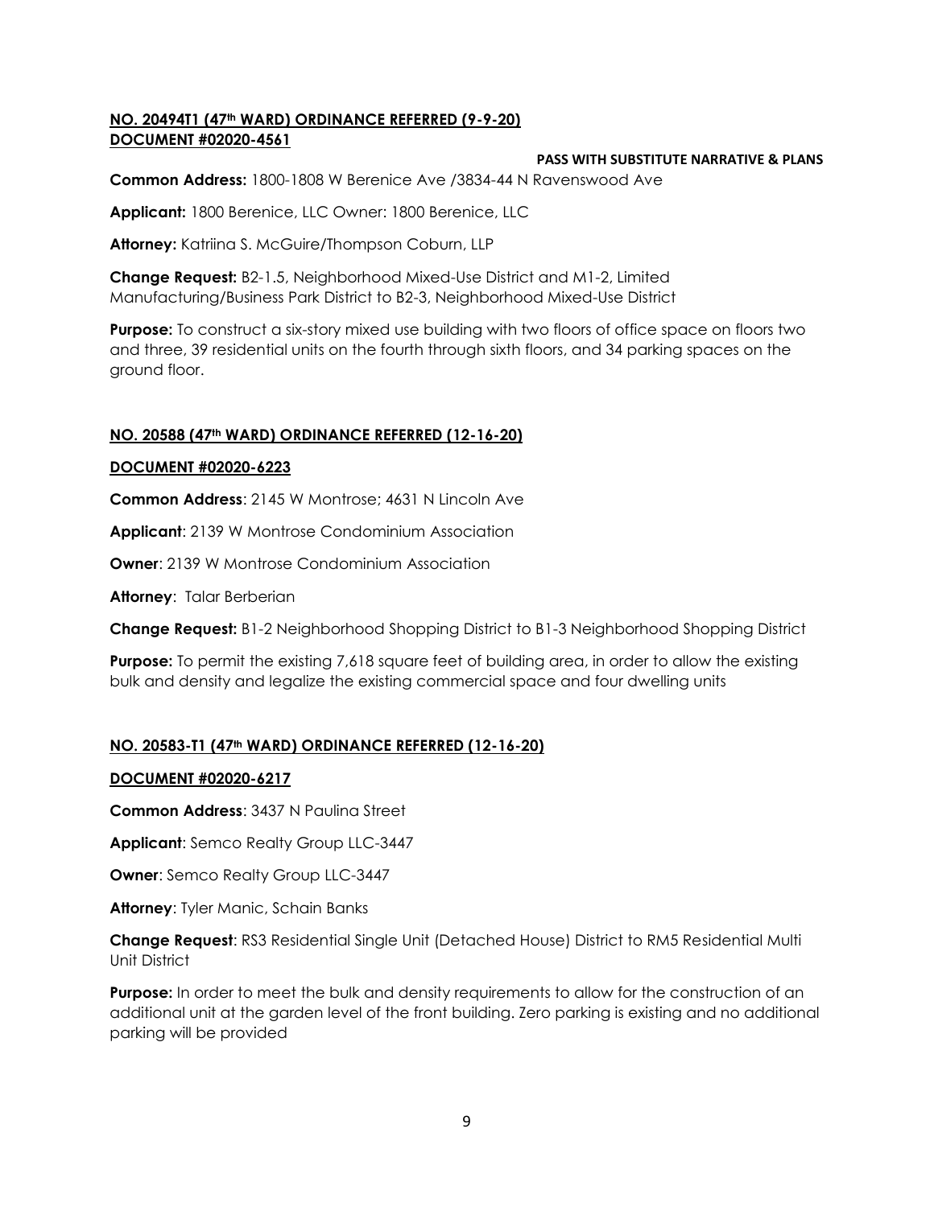**NO. 20494T1 (47th WARD) ORDINANCE REFERRED (9-9-20)**
**DOCUMENT #02020-4561**

**PASS WITH SUBSTITUTE NARRATIVE & PLANS**

**Common Address:** 1800-1808 W Berenice Ave /3834-44 N Ravenswood Ave

**Applicant:** 1800 Berenice, LLC Owner: 1800 Berenice, LLC

**Attorney:** Katriina S. McGuire/Thompson Coburn, LLP

**Change Request:** B2-1.5, Neighborhood Mixed-Use District and M1-2, Limited Manufacturing/Business Park District to B2-3, Neighborhood Mixed-Use District

**Purpose:** To construct a six-story mixed use building with two floors of office space on floors two and three, 39 residential units on the fourth through sixth floors, and 34 parking spaces on the ground floor.

**NO. 20588 (47th WARD) ORDINANCE REFERRED (12-16-20)**

**DOCUMENT #02020-6223**

**Common Address**: 2145 W Montrose; 4631 N Lincoln Ave

**Applicant**: 2139 W Montrose Condominium Association

**Owner**: 2139 W Montrose Condominium Association

**Attorney**: Talar Berberian

**Change Request:** B1-2 Neighborhood Shopping District to B1-3 Neighborhood Shopping District

**Purpose:** To permit the existing 7,618 square feet of building area, in order to allow the existing bulk and density and legalize the existing commercial space and four dwelling units

**NO. 20583-T1 (47th WARD) ORDINANCE REFERRED (12-16-20)**

**DOCUMENT #02020-6217**

**Common Address**: 3437 N Paulina Street

**Applicant**: Semco Realty Group LLC-3447

**Owner**: Semco Realty Group LLC-3447

**Attorney**: Tyler Manic, Schain Banks

**Change Request**: RS3 Residential Single Unit (Detached House) District to RM5 Residential Multi Unit District

**Purpose:** In order to meet the bulk and density requirements to allow for the construction of an additional unit at the garden level of the front building. Zero parking is existing and no additional parking will be provided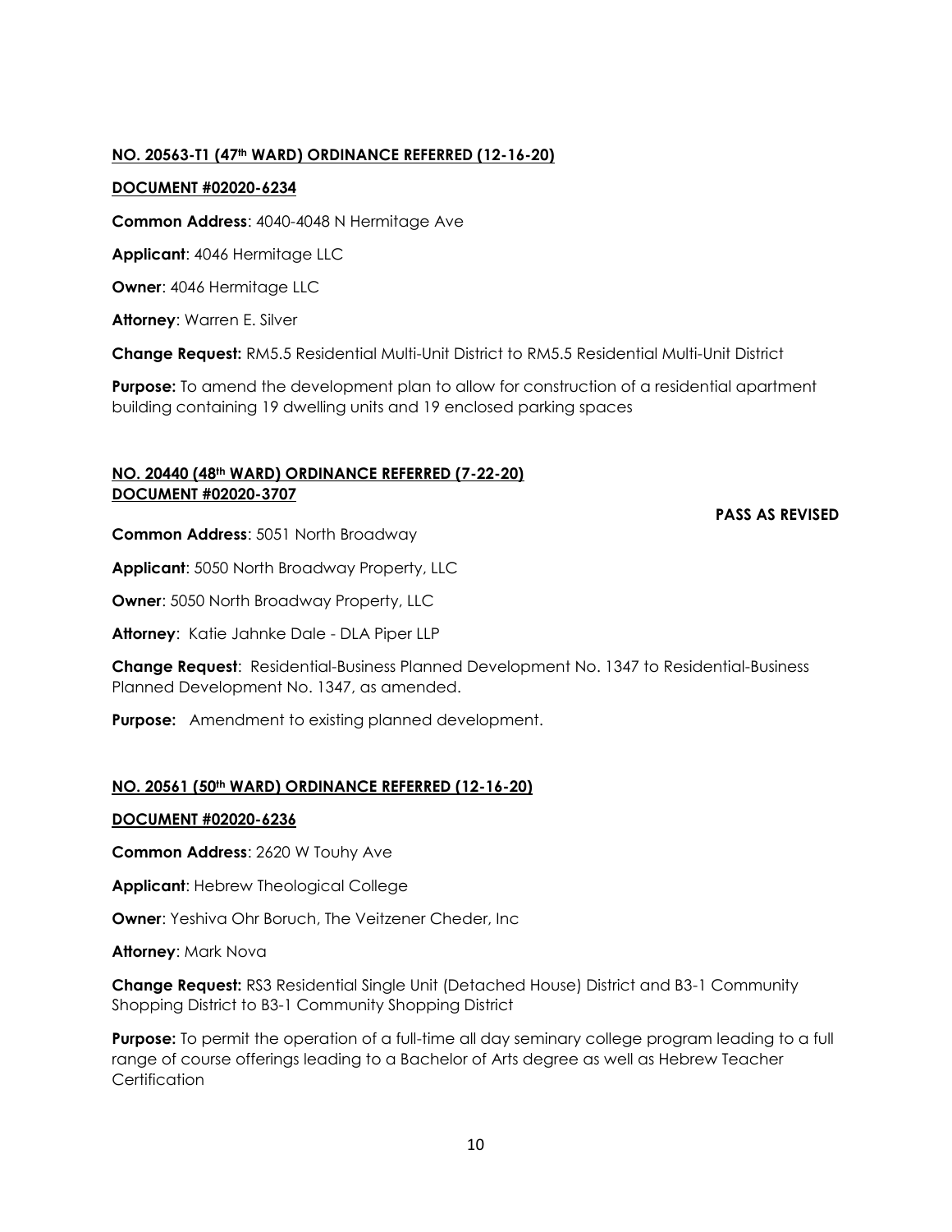**NO. 20563-T1 (47th WARD) ORDINANCE REFERRED (12-16-20)**

**DOCUMENT #02020-6234**

**Common Address**: 4040-4048 N Hermitage Ave

**Applicant**: 4046 Hermitage LLC

**Owner**: 4046 Hermitage LLC

**Attorney**: Warren E. Silver

**Change Request:** RM5.5 Residential Multi-Unit District to RM5.5 Residential Multi-Unit District

**Purpose:** To amend the development plan to allow for construction of a residential apartment building containing 19 dwelling units and 19 enclosed parking spaces

**NO. 20440 (48th WARD) ORDINANCE REFERRED (7-22-20)**
**DOCUMENT #02020-3707**

**PASS AS REVISED**

**Common Address**: 5051 North Broadway

**Applicant**: 5050 North Broadway Property, LLC

**Owner**: 5050 North Broadway Property, LLC

**Attorney**: Katie Jahnke Dale - DLA Piper LLP

**Change Request**: Residential-Business Planned Development No. 1347 to Residential-Business Planned Development No. 1347, as amended.

**Purpose:** Amendment to existing planned development.

**NO. 20561 (50th WARD) ORDINANCE REFERRED (12-16-20)**

**DOCUMENT #02020-6236**

**Common Address**: 2620 W Touhy Ave

**Applicant**: Hebrew Theological College

**Owner**: Yeshiva Ohr Boruch, The Veitzener Cheder, Inc

**Attorney**: Mark Nova

**Change Request:** RS3 Residential Single Unit (Detached House) District and B3-1 Community Shopping District to B3-1 Community Shopping District

**Purpose:** To permit the operation of a full-time all day seminary college program leading to a full range of course offerings leading to a Bachelor of Arts degree as well as Hebrew Teacher Certification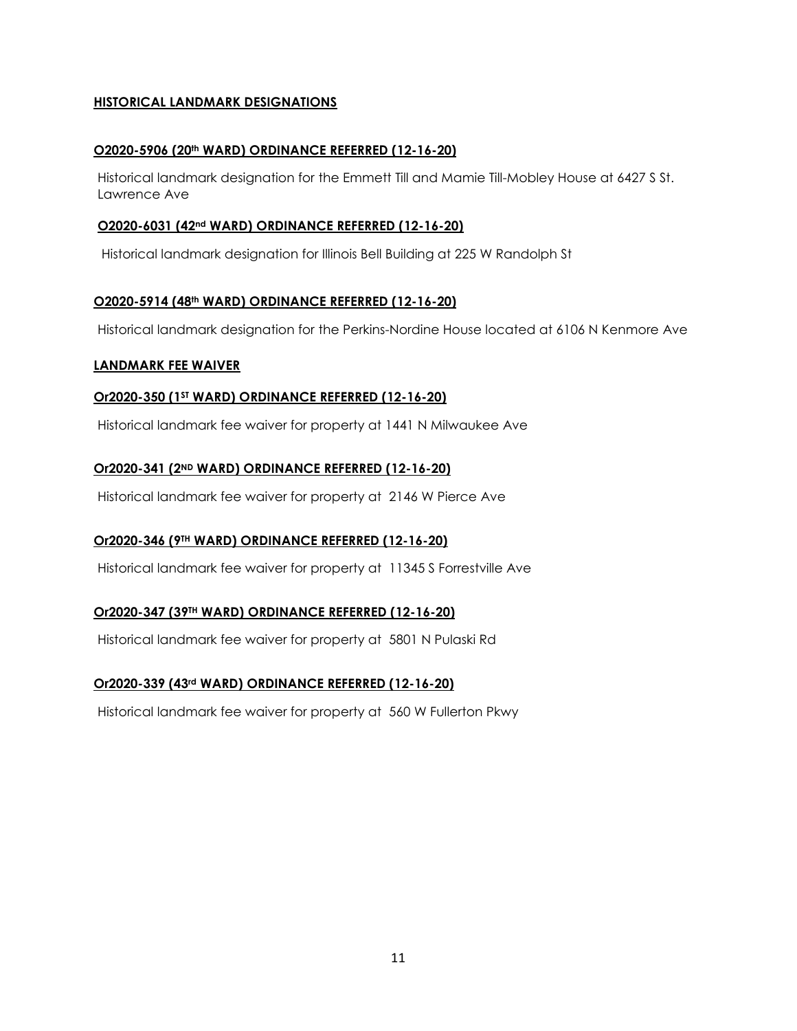**HISTORICAL LANDMARK DESIGNATIONS**

**O2020-5906 (20th WARD) ORDINANCE REFERRED (12-16-20)**

Historical landmark designation for the Emmett Till and Mamie Till-Mobley House at 6427 S St. Lawrence Ave

**O2020-6031 (42nd WARD) ORDINANCE REFERRED (12-16-20)**

Historical landmark designation for Illinois Bell Building at 225 W Randolph St

**O2020-5914 (48th WARD) ORDINANCE REFERRED (12-16-20)**

Historical landmark designation for the Perkins-Nordine House located at 6106 N Kenmore Ave

**LANDMARK FEE WAIVER**

**Or2020-350 (1ST WARD) ORDINANCE REFERRED (12-16-20)**

Historical landmark fee waiver for property at 1441 N Milwaukee Ave

**Or2020-341 (2ND WARD) ORDINANCE REFERRED (12-16-20)**

Historical landmark fee waiver for property at 2146 W Pierce Ave

**Or2020-346 (9TH WARD) ORDINANCE REFERRED (12-16-20)**

Historical landmark fee waiver for property at 11345 S Forrestville Ave

**Or2020-347 (39TH WARD) ORDINANCE REFERRED (12-16-20)**

Historical landmark fee waiver for property at 5801 N Pulaski Rd

**Or2020-339 (43rd WARD) ORDINANCE REFERRED (12-16-20)**

Historical landmark fee waiver for property at 560 W Fullerton Pkwy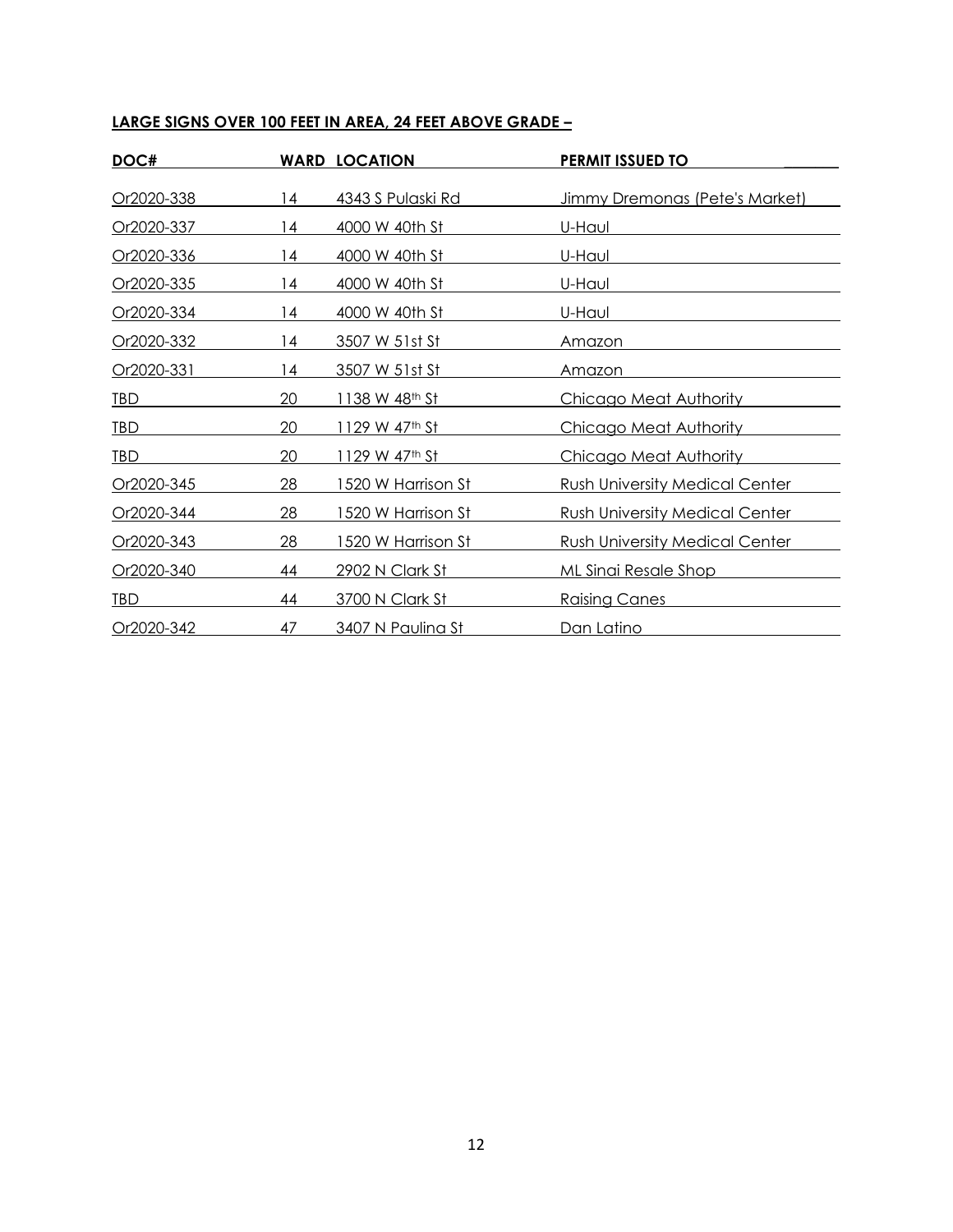**LARGE SIGNS OVER 100 FEET IN AREA, 24 FEET ABOVE GRADE –**

| DOC# | WARD | LOCATION | PERMIT ISSUED TO |
|---|---|---|---|
| Or2020-338 | 14 | 4343 S Pulaski Rd | Jimmy Dremonas (Pete's Market) |
| Or2020-337 | 14 | 4000 W 40th St | U-Haul |
| Or2020-336 | 14 | 4000 W 40th St | U-Haul |
| Or2020-335 | 14 | 4000 W 40th St | U-Haul |
| Or2020-334 | 14 | 4000 W 40th St | U-Haul |
| Or2020-332 | 14 | 3507 W 51st St | Amazon |
| Or2020-331 | 14 | 3507 W 51st St | Amazon |
| TBD | 20 | 1138 W 48th St | Chicago Meat Authority |
| TBD | 20 | 1129 W 47th St | Chicago Meat Authority |
| TBD | 20 | 1129 W 47th St | Chicago Meat Authority |
| Or2020-345 | 28 | 1520 W Harrison St | Rush University Medical Center |
| Or2020-344 | 28 | 1520 W Harrison St | Rush University Medical Center |
| Or2020-343 | 28 | 1520 W Harrison St | Rush University Medical Center |
| Or2020-340 | 44 | 2902 N Clark St | ML Sinai Resale Shop |
| TBD | 44 | 3700 N Clark St | Raising Canes |
| Or2020-342 | 47 | 3407 N Paulina St | Dan Latino |